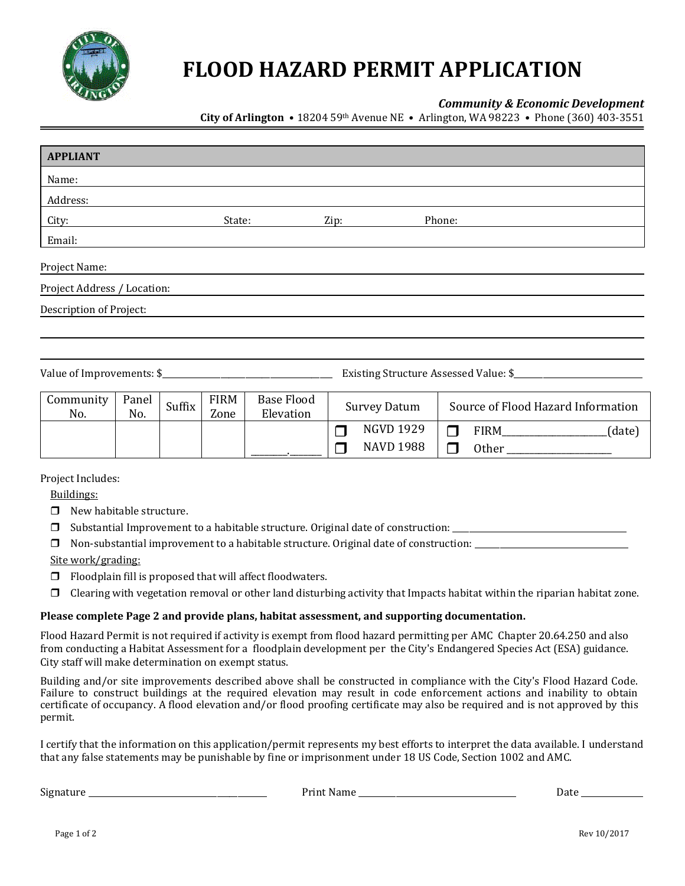# FLOOD HAZARD PERMIT APPLICATION

***Community & Economic Development***

**City of Arlington** • 18204 59th Avenue NE • Arlington, WA 98223 • Phone (360) 403-3551

| **APPLIANT** | | | |
|---|---|---|---|
| Name: | | | |
| Address: | | | |
| City: | State: | Zip: | Phone: |
| Email: | | | |

Project Name: ______________________________

Project Address / Location: ______________________________

Description of Project: ______________________________

______________________________

______________________________

Value of Improvements: $______________________ Existing Structure Assessed Value: $______________________

| Community No. | Panel No. | Suffix | FIRM Zone | Base Flood Elevation | Survey Datum | Source of Flood Hazard Information |
|---|---|---|---|---|---|---|
| | | | | _______._______ | ❒ NGVD 1929<br>❒ NAVD 1988 | ❒ FIRM______________(date)<br>❒ Other ______________ |

Project Includes:

Buildings:

- ❒ New habitable structure.
- ❒ Substantial Improvement to a habitable structure. Original date of construction: ______________________
- ❒ Non-substantial improvement to a habitable structure. Original date of construction: ______________________

Site work/grading:

- ❒ Floodplain fill is proposed that will affect floodwaters.
- ❒ Clearing with vegetation removal or other land disturbing activity that Impacts habitat within the riparian habitat zone.

**Please complete Page 2 and provide plans, habitat assessment, and supporting documentation.**

Flood Hazard Permit is not required if activity is exempt from flood hazard permitting per AMC Chapter 20.64.250 and also from conducting a Habitat Assessment for a floodplain development per the City's Endangered Species Act (ESA) guidance. City staff will make determination on exempt status.

Building and/or site improvements described above shall be constructed in compliance with the City's Flood Hazard Code. Failure to construct buildings at the required elevation may result in code enforcement actions and inability to obtain certificate of occupancy. A flood elevation and/or flood proofing certificate may also be required and is not approved by this permit.

I certify that the information on this application/permit represents my best efforts to interpret the data available. I understand that any false statements may be punishable by fine or imprisonment under 18 US Code, Section 1002 and AMC.

Signature ______________________ Print Name ______________________ Date ____________

Rev 10/2017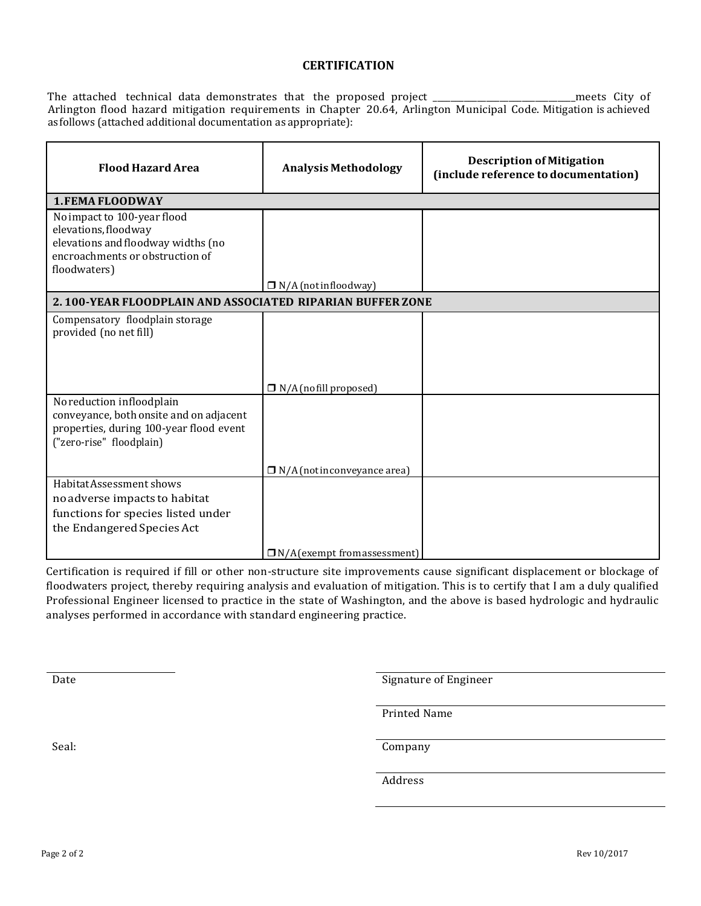## CERTIFICATION

The attached technical data demonstrates that the proposed project ________________________________meets City of Arlington flood hazard mitigation requirements in Chapter 20.64, Arlington Municipal Code. Mitigation is achieved as follows (attached additional documentation as appropriate):

| Flood Hazard Area | Analysis Methodology | Description of Mitigation (include reference to documentation) |
|---|---|---|
| **1. FEMA FLOODWAY** | | |
| No impact to 100-year flood elevations, floodway elevations and floodway widths (no encroachments or obstruction of floodwaters) | ❐ N/A (not in floodway) | |
| **2. 100-YEAR FLOODPLAIN AND ASSOCIATED RIPARIAN BUFFER ZONE** | | |
| Compensatory floodplain storage provided (no net fill) | ❐ N/A (no fill proposed) | |
| No reduction in floodplain conveyance, both onsite and on adjacent properties, during 100-year flood event ("zero-rise" floodplain) | ❐ N/A (not in conveyance area) | |
| Habitat Assessment shows no adverse impacts to habitat functions for species listed under the Endangered Species Act | ❐ N/A (exempt from assessment) | |

Certification is required if fill or other non-structure site improvements cause significant displacement or blockage of floodwaters project, thereby requiring analysis and evaluation of mitigation. This is to certify that I am a duly qualified Professional Engineer licensed to practice in the state of Washington, and the above is based hydrologic and hydraulic analyses performed in accordance with standard engineering practice.

______________________
Date

______________________
Signature of Engineer

______________________
Printed Name

Seal:

______________________
Company

______________________
Address

Rev 10/2017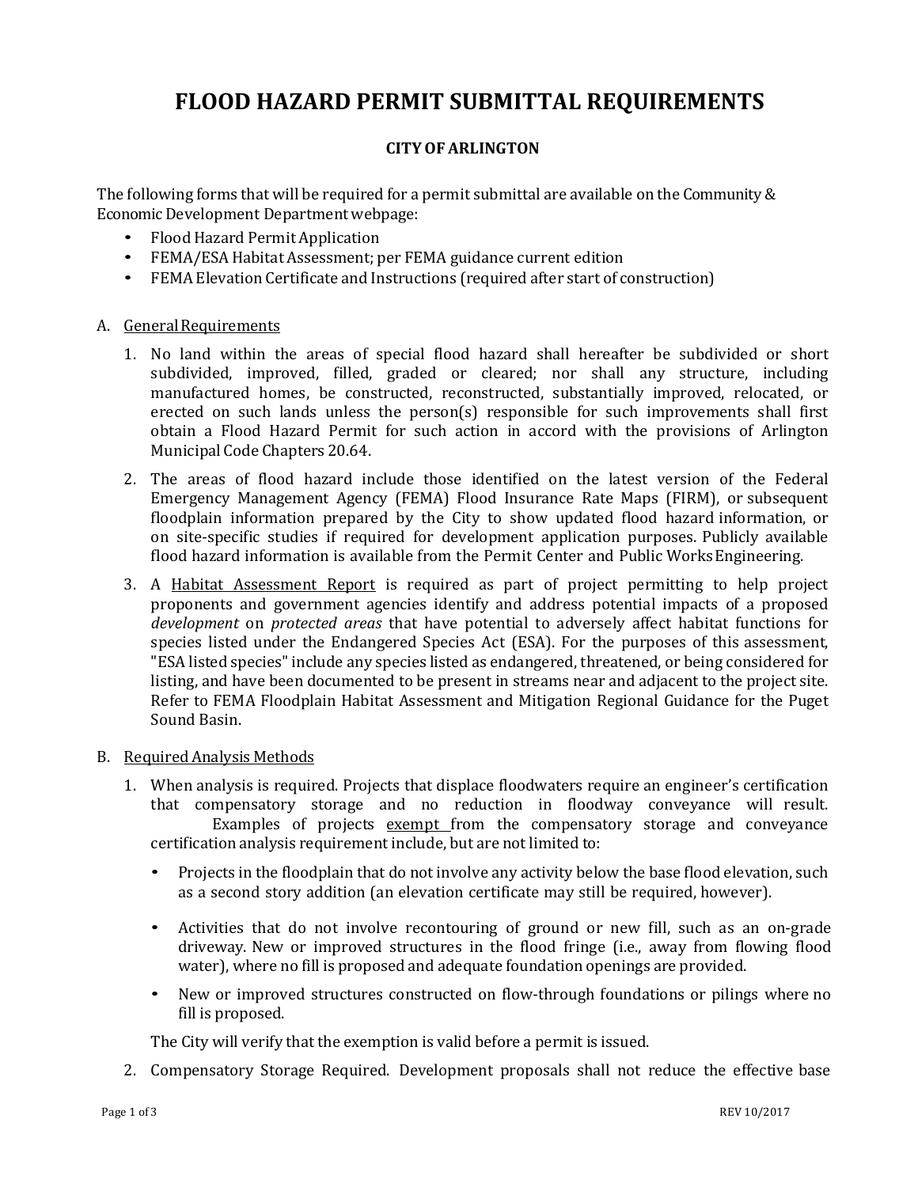# FLOOD HAZARD PERMIT SUBMITTAL REQUIREMENTS

**CITY OF ARLINGTON**

The following forms that will be required for a permit submittal are available on the Community & Economic Development Department webpage:

- Flood Hazard Permit Application
- FEMA/ESA Habitat Assessment; per FEMA guidance current edition
- FEMA Elevation Certificate and Instructions (required after start of construction)

A. General Requirements

1. No land within the areas of special flood hazard shall hereafter be subdivided or short subdivided, improved, filled, graded or cleared; nor shall any structure, including manufactured homes, be constructed, reconstructed, substantially improved, relocated, or erected on such lands unless the person(s) responsible for such improvements shall first obtain a Flood Hazard Permit for such action in accord with the provisions of Arlington Municipal Code Chapters 20.64.
2. The areas of flood hazard include those identified on the latest version of the Federal Emergency Management Agency (FEMA) Flood Insurance Rate Maps (FIRM), or subsequent floodplain information prepared by the City to show updated flood hazard information, or on site-specific studies if required for development application purposes. Publicly available flood hazard information is available from the Permit Center and Public Works Engineering.
3. A Habitat Assessment Report is required as part of project permitting to help project proponents and government agencies identify and address potential impacts of a proposed *development* on *protected areas* that have potential to adversely affect habitat functions for species listed under the Endangered Species Act (ESA). For the purposes of this assessment, "ESA listed species" include any species listed as endangered, threatened, or being considered for listing, and have been documented to be present in streams near and adjacent to the project site. Refer to FEMA Floodplain Habitat Assessment and Mitigation Regional Guidance for the Puget Sound Basin.

B. Required Analysis Methods

1. When analysis is required. Projects that displace floodwaters require an engineer's certification that compensatory storage and no reduction in floodway conveyance will result. Examples of projects exempt from the compensatory storage and conveyance certification analysis requirement include, but are not limited to:

   - Projects in the floodplain that do not involve any activity below the base flood elevation, such as a second story addition (an elevation certificate may still be required, however).
   - Activities that do not involve recontouring of ground or new fill, such as an on-grade driveway. New or improved structures in the flood fringe (i.e., away from flowing flood water), where no fill is proposed and adequate foundation openings are provided.
   - New or improved structures constructed on flow-through foundations or pilings where no fill is proposed.

   The City will verify that the exemption is valid before a permit is issued.

2. Compensatory Storage Required. Development proposals shall not reduce the effective base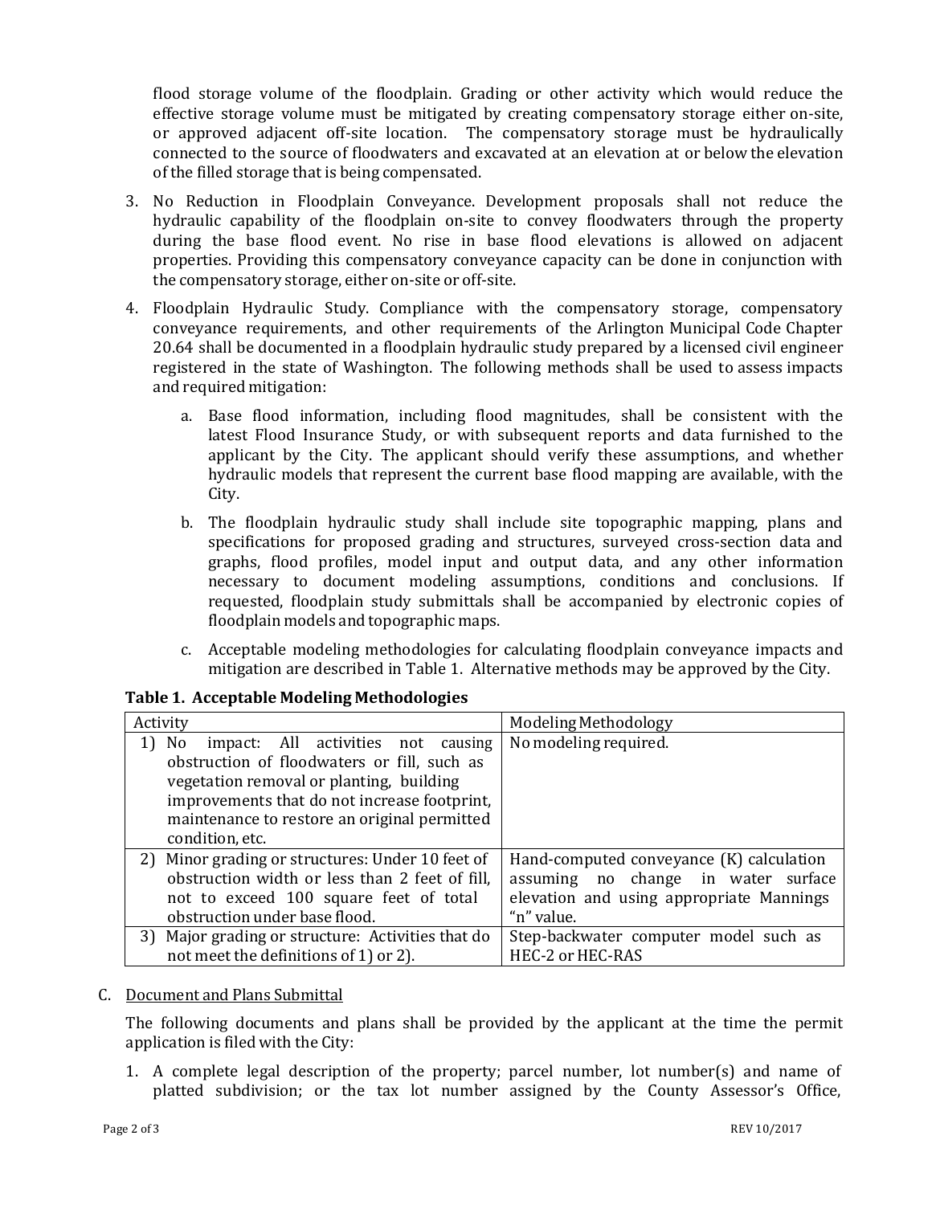flood storage volume of the floodplain. Grading or other activity which would reduce the effective storage volume must be mitigated by creating compensatory storage either on-site, or approved adjacent off-site location. The compensatory storage must be hydraulically connected to the source of floodwaters and excavated at an elevation at or below the elevation of the filled storage that is being compensated.

3. No Reduction in Floodplain Conveyance. Development proposals shall not reduce the hydraulic capability of the floodplain on-site to convey floodwaters through the property during the base flood event. No rise in base flood elevations is allowed on adjacent properties. Providing this compensatory conveyance capacity can be done in conjunction with the compensatory storage, either on-site or off-site.

4. Floodplain Hydraulic Study. Compliance with the compensatory storage, compensatory conveyance requirements, and other requirements of the Arlington Municipal Code Chapter 20.64 shall be documented in a floodplain hydraulic study prepared by a licensed civil engineer registered in the state of Washington. The following methods shall be used to assess impacts and required mitigation:

   a. Base flood information, including flood magnitudes, shall be consistent with the latest Flood Insurance Study, or with subsequent reports and data furnished to the applicant by the City. The applicant should verify these assumptions, and whether hydraulic models that represent the current base flood mapping are available, with the City.

   b. The floodplain hydraulic study shall include site topographic mapping, plans and specifications for proposed grading and structures, surveyed cross-section data and graphs, flood profiles, model input and output data, and any other information necessary to document modeling assumptions, conditions and conclusions. If requested, floodplain study submittals shall be accompanied by electronic copies of floodplain models and topographic maps.

   c. Acceptable modeling methodologies for calculating floodplain conveyance impacts and mitigation are described in Table 1. Alternative methods may be approved by the City.

**Table 1. Acceptable Modeling Methodologies**

| Activity | Modeling Methodology |
|---|---|
| 1) No impact: All activities not causing obstruction of floodwaters or fill, such as vegetation removal or planting, building improvements that do not increase footprint, maintenance to restore an original permitted condition, etc. | No modeling required. |
| 2) Minor grading or structures: Under 10 feet of obstruction width or less than 2 feet of fill, not to exceed 100 square feet of total obstruction under base flood. | Hand-computed conveyance (K) calculation assuming no change in water surface elevation and using appropriate Mannings "n" value. |
| 3) Major grading or structure: Activities that do not meet the definitions of 1) or 2). | Step-backwater computer model such as HEC-2 or HEC-RAS |

C. <u>Document and Plans Submittal</u>

The following documents and plans shall be provided by the applicant at the time the permit application is filed with the City:

1. A complete legal description of the property; parcel number, lot number(s) and name of platted subdivision; or the tax lot number assigned by the County Assessor's Office,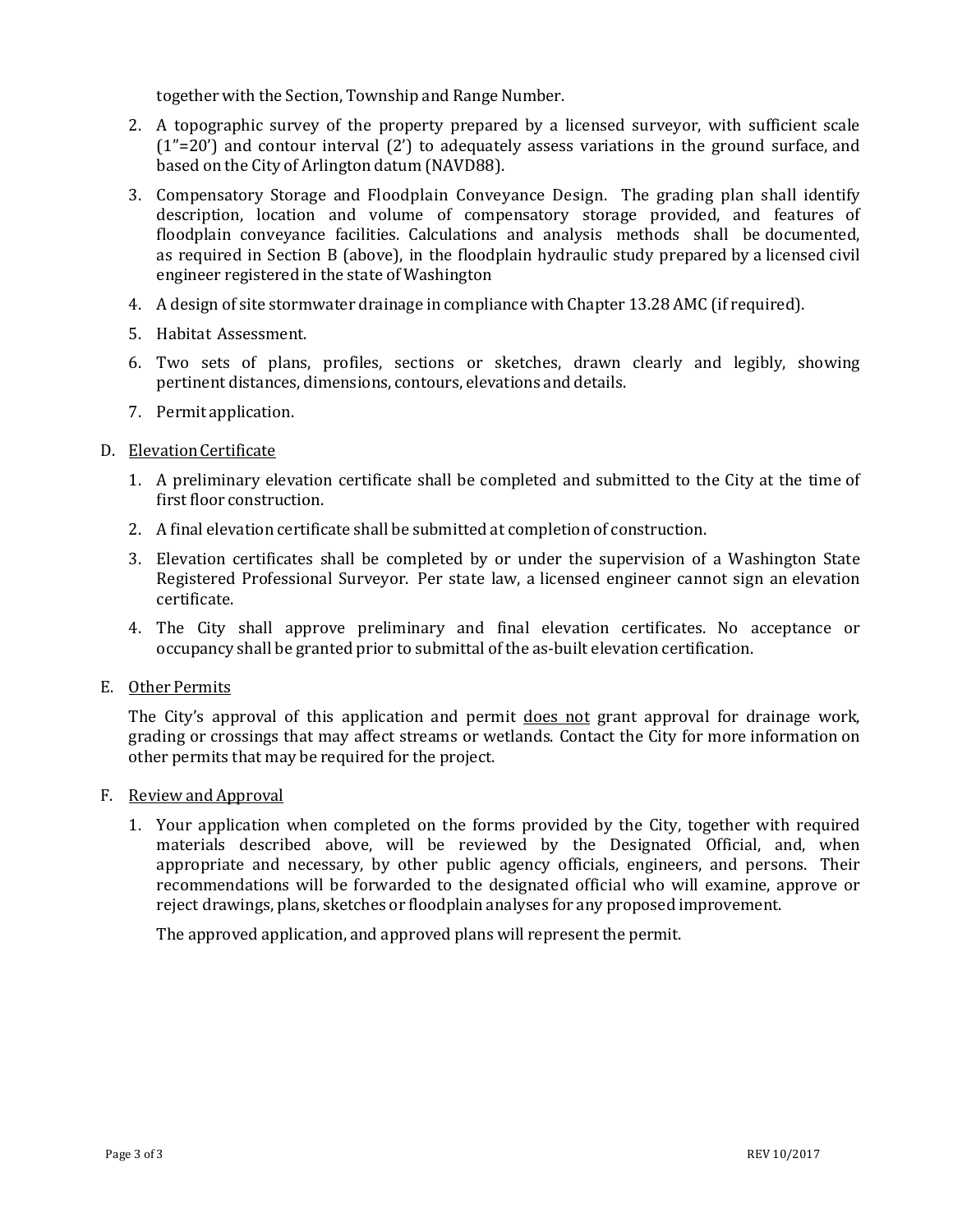together with the Section, Township and Range Number.

2. A topographic survey of the property prepared by a licensed surveyor, with sufficient scale (1"=20') and contour interval (2') to adequately assess variations in the ground surface, and based on the City of Arlington datum (NAVD88).
3. Compensatory Storage and Floodplain Conveyance Design. The grading plan shall identify description, location and volume of compensatory storage provided, and features of floodplain conveyance facilities. Calculations and analysis methods shall be documented, as required in Section B (above), in the floodplain hydraulic study prepared by a licensed civil engineer registered in the state of Washington
4. A design of site stormwater drainage in compliance with Chapter 13.28 AMC (if required).
5. Habitat Assessment.
6. Two sets of plans, profiles, sections or sketches, drawn clearly and legibly, showing pertinent distances, dimensions, contours, elevations and details.
7. Permit application.

D. <u>Elevation Certificate</u>

1. A preliminary elevation certificate shall be completed and submitted to the City at the time of first floor construction.
2. A final elevation certificate shall be submitted at completion of construction.
3. Elevation certificates shall be completed by or under the supervision of a Washington State Registered Professional Surveyor. Per state law, a licensed engineer cannot sign an elevation certificate.
4. The City shall approve preliminary and final elevation certificates. No acceptance or occupancy shall be granted prior to submittal of the as-built elevation certification.

E. <u>Other Permits</u>

The City's approval of this application and permit <u>does not</u> grant approval for drainage work, grading or crossings that may affect streams or wetlands. Contact the City for more information on other permits that may be required for the project.

F. <u>Review and Approval</u>

1. Your application when completed on the forms provided by the City, together with required materials described above, will be reviewed by the Designated Official, and, when appropriate and necessary, by other public agency officials, engineers, and persons. Their recommendations will be forwarded to the designated official who will examine, approve or reject drawings, plans, sketches or floodplain analyses for any proposed improvement.

   The approved application, and approved plans will represent the permit.